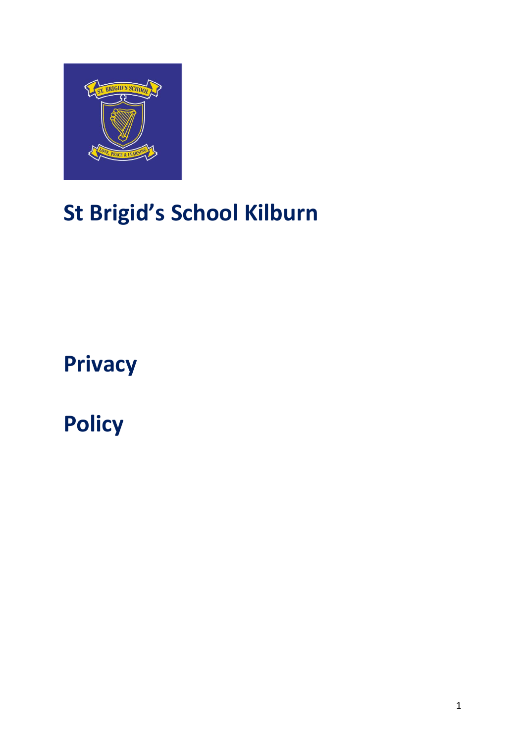# St Brigid's School Kilburn

# Privacy

# Policy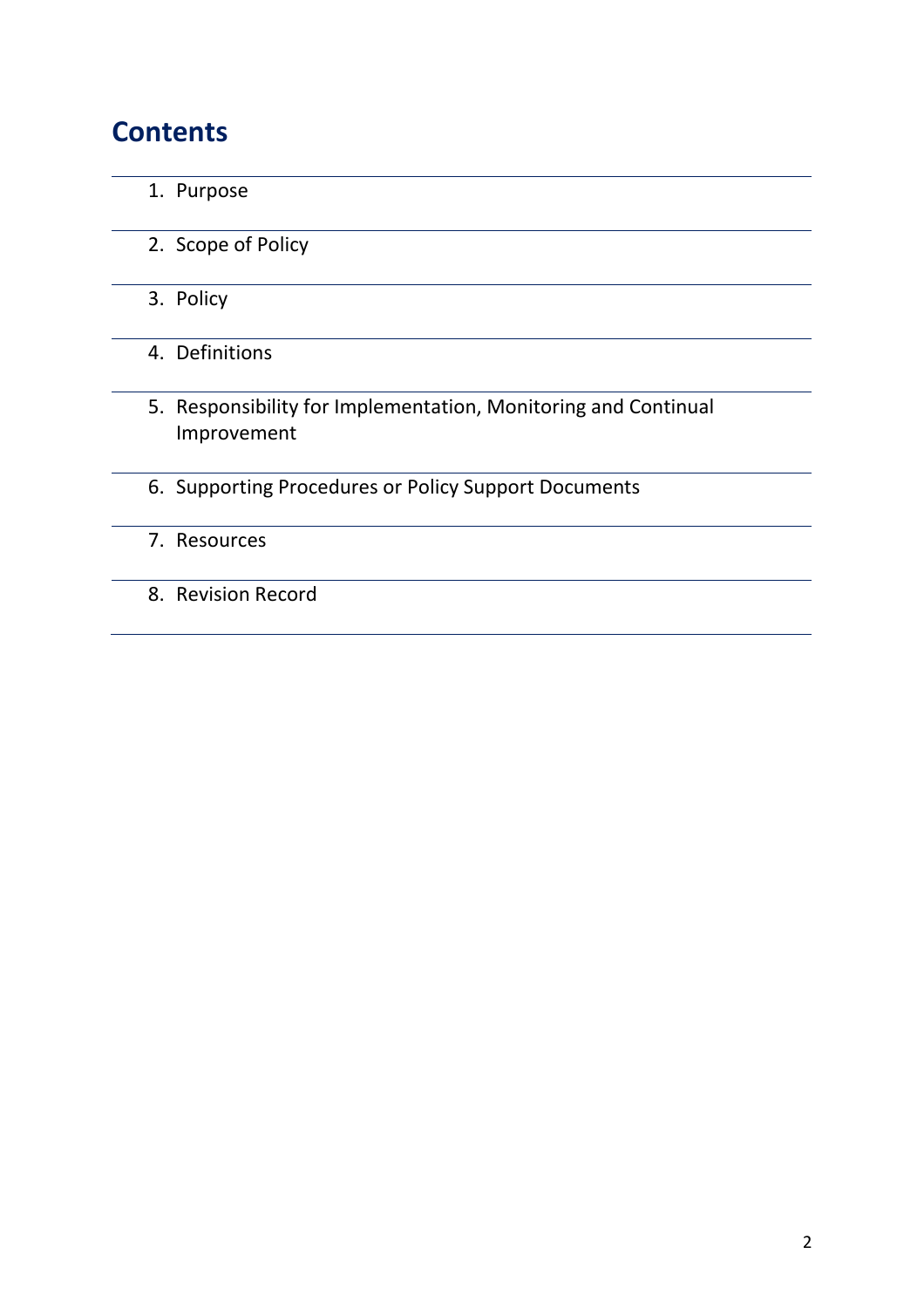## Contents

1. Purpose
2. Scope of Policy
3. Policy
4. Definitions
5. Responsibility for Implementation, Monitoring and Continual Improvement
6. Supporting Procedures or Policy Support Documents
7. Resources
8. Revision Record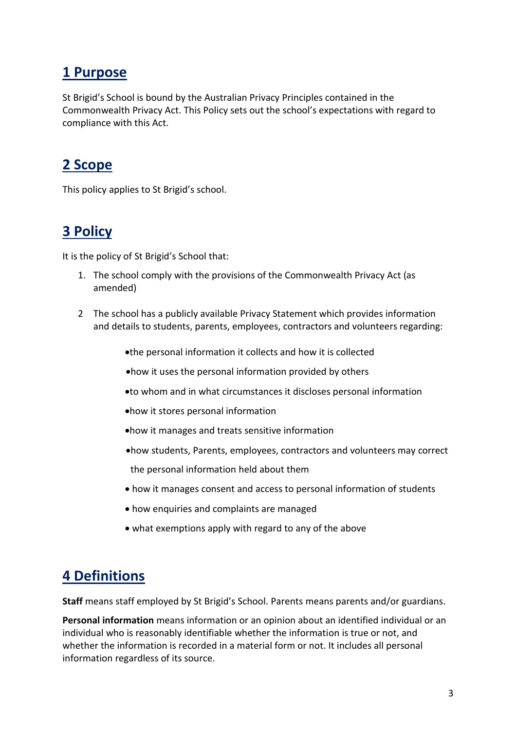## 1 Purpose

St Brigid's School is bound by the Australian Privacy Principles contained in the Commonwealth Privacy Act. This Policy sets out the school's expectations with regard to compliance with this Act.

## 2 Scope

This policy applies to St Brigid's school.

## 3 Policy

It is the policy of St Brigid's School that:

1. The school comply with the provisions of the Commonwealth Privacy Act (as amended)

2. The school has a publicly available Privacy Statement which provides information and details to students, parents, employees, contractors and volunteers regarding:

    - the personal information it collects and how it is collected
    - how it uses the personal information provided by others
    - to whom and in what circumstances it discloses personal information
    - how it stores personal information
    - how it manages and treats sensitive information
    - how students, Parents, employees, contractors and volunteers may correct the personal information held about them
    - how it manages consent and access to personal information of students
    - how enquiries and complaints are managed
    - what exemptions apply with regard to any of the above

## 4 Definitions

**Staff** means staff employed by St Brigid's School. Parents means parents and/or guardians.

**Personal information** means information or an opinion about an identified individual or an individual who is reasonably identifiable whether the information is true or not, and whether the information is recorded in a material form or not. It includes all personal information regardless of its source.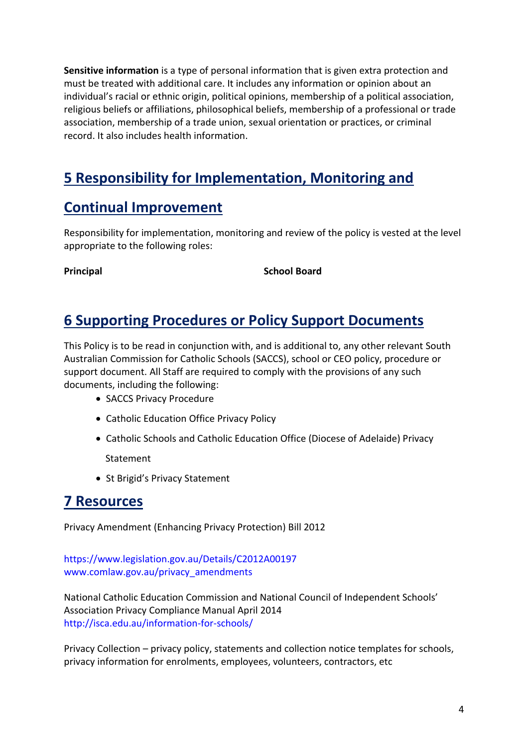**Sensitive information** is a type of personal information that is given extra protection and must be treated with additional care. It includes any information or opinion about an individual's racial or ethnic origin, political opinions, membership of a political association, religious beliefs or affiliations, philosophical beliefs, membership of a professional or trade association, membership of a trade union, sexual orientation or practices, or criminal record. It also includes health information.

## 5 Responsibility for Implementation, Monitoring and Continual Improvement

Responsibility for implementation, monitoring and review of the policy is vested at the level appropriate to the following roles:

**Principal** **School Board**

## 6 Supporting Procedures or Policy Support Documents

This Policy is to be read in conjunction with, and is additional to, any other relevant South Australian Commission for Catholic Schools (SACCS), school or CEO policy, procedure or support document. All Staff are required to comply with the provisions of any such documents, including the following:

- SACCS Privacy Procedure
- Catholic Education Office Privacy Policy
- Catholic Schools and Catholic Education Office (Diocese of Adelaide) Privacy Statement
- St Brigid's Privacy Statement

## 7 Resources

Privacy Amendment (Enhancing Privacy Protection) Bill 2012

https://www.legislation.gov.au/Details/C2012A00197
www.comlaw.gov.au/privacy_amendments

National Catholic Education Commission and National Council of Independent Schools' Association Privacy Compliance Manual April 2014
http://isca.edu.au/information-for-schools/

Privacy Collection – privacy policy, statements and collection notice templates for schools, privacy information for enrolments, employees, volunteers, contractors, etc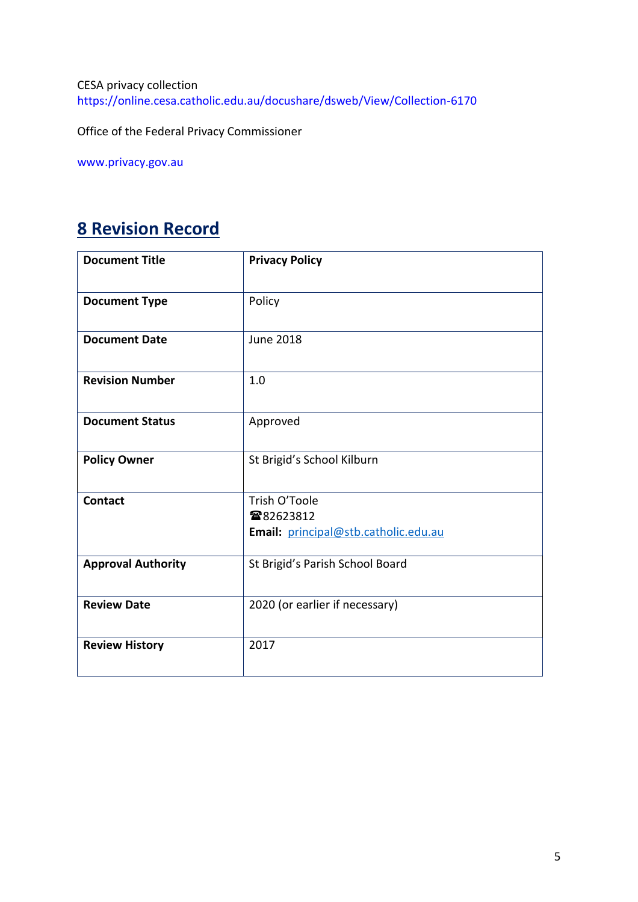CESA privacy collection
https://online.cesa.catholic.edu.au/docushare/dsweb/View/Collection-6170

Office of the Federal Privacy Commissioner

www.privacy.gov.au

## 8 Revision Record

| | |
|---|---|
| **Document Title** | **Privacy Policy** |
| **Document Type** | Policy |
| **Document Date** | June 2018 |
| **Revision Number** | 1.0 |
| **Document Status** | Approved |
| **Policy Owner** | St Brigid's School Kilburn |
| **Contact** | Trish O'Toole<br>☎82623812<br>**Email:** principal@stb.catholic.edu.au |
| **Approval Authority** | St Brigid's Parish School Board |
| **Review Date** | 2020 (or earlier if necessary) |
| **Review History** | 2017 |